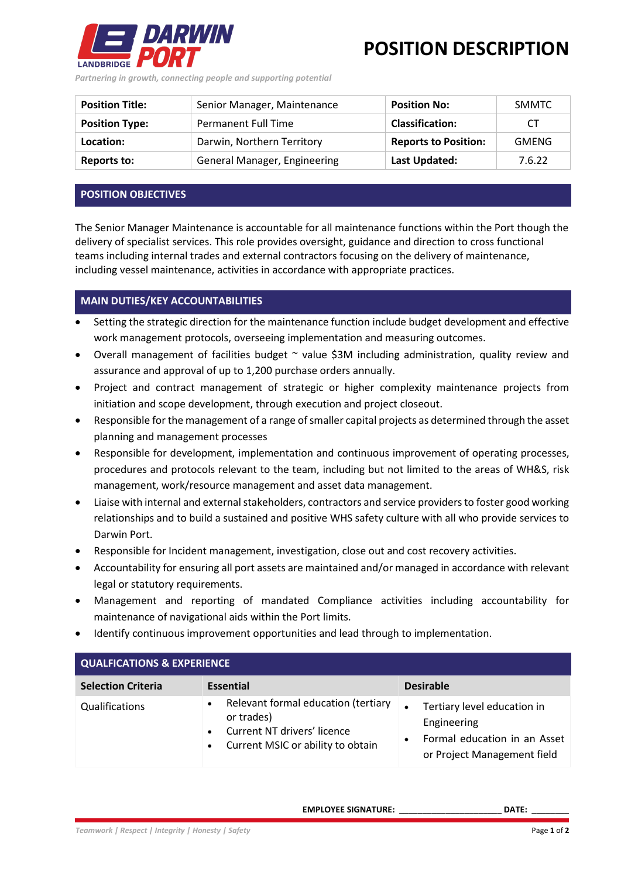**LANDBRIDGE DARWIN PORT**

*Partnering in growth, connecting people and supporting potential*

# POSITION DESCRIPTION

| **Position Title:** | Senior Manager, Maintenance | **Position No:** | SMMTC |
|---|---|---|---|
| **Position Type:** | Permanent Full Time | **Classification:** | CT |
| **Location:** | Darwin, Northern Territory | **Reports to Position:** | GMENG |
| **Reports to:** | General Manager, Engineering | **Last Updated:** | 7.6.22 |

## POSITION OBJECTIVES

The Senior Manager Maintenance is accountable for all maintenance functions within the Port though the delivery of specialist services. This role provides oversight, guidance and direction to cross functional teams including internal trades and external contractors focusing on the delivery of maintenance, including vessel maintenance, activities in accordance with appropriate practices.

## MAIN DUTIES/KEY ACCOUNTABILITIES

- Setting the strategic direction for the maintenance function include budget development and effective work management protocols, overseeing implementation and measuring outcomes.
- Overall management of facilities budget ~ value $3M including administration, quality review and assurance and approval of up to 1,200 purchase orders annually.
- Project and contract management of strategic or higher complexity maintenance projects from initiation and scope development, through execution and project closeout.
- Responsible for the management of a range of smaller capital projects as determined through the asset planning and management processes
- Responsible for development, implementation and continuous improvement of operating processes, procedures and protocols relevant to the team, including but not limited to the areas of WH&S, risk management, work/resource management and asset data management.
- Liaise with internal and external stakeholders, contractors and service providers to foster good working relationships and to build a sustained and positive WHS safety culture with all who provide services to Darwin Port.
- Responsible for Incident management, investigation, close out and cost recovery activities.
- Accountability for ensuring all port assets are maintained and/or managed in accordance with relevant legal or statutory requirements.
- Management and reporting of mandated Compliance activities including accountability for maintenance of navigational aids within the Port limits.
- Identify continuous improvement opportunities and lead through to implementation.

## QUALFICATIONS & EXPERIENCE

| Selection Criteria | Essential | Desirable |
|---|---|---|
| Qualifications | • Relevant formal education (tertiary or trades)<br>• Current NT drivers' licence<br>• Current MSIC or ability to obtain | • Tertiary level education in Engineering<br>• Formal education in an Asset or Project Management field |

**EMPLOYEE SIGNATURE:** ____________________ **DATE:** ________

*Teamwork | Respect | Integrity | Honesty | Safety*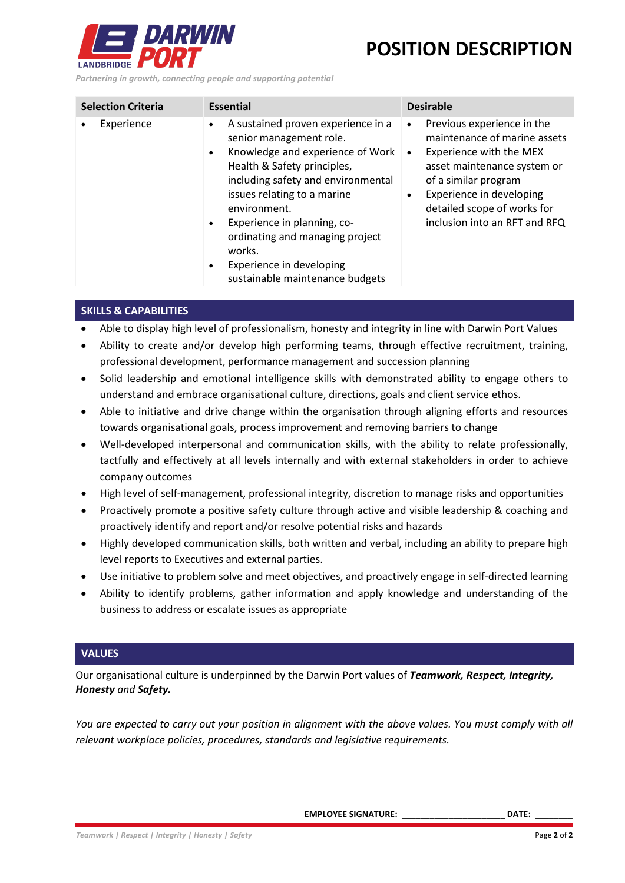| Selection Criteria | Essential | Desirable |
|---|---|---|
| • Experience | • A sustained proven experience in a senior management role.<br>• Knowledge and experience of Work Health & Safety principles, including safety and environmental issues relating to a marine environment.<br>• Experience in planning, co-ordinating and managing project works.<br>• Experience in developing sustainable maintenance budgets | • Previous experience in the maintenance of marine assets<br>• Experience with the MEX asset maintenance system or of a similar program<br>• Experience in developing detailed scope of works for inclusion into an RFT and RFQ |

## SKILLS & CAPABILITIES

- Able to display high level of professionalism, honesty and integrity in line with Darwin Port Values
- Ability to create and/or develop high performing teams, through effective recruitment, training, professional development, performance management and succession planning
- Solid leadership and emotional intelligence skills with demonstrated ability to engage others to understand and embrace organisational culture, directions, goals and client service ethos.
- Able to initiative and drive change within the organisation through aligning efforts and resources towards organisational goals, process improvement and removing barriers to change
- Well-developed interpersonal and communication skills, with the ability to relate professionally, tactfully and effectively at all levels internally and with external stakeholders in order to achieve company outcomes
- High level of self-management, professional integrity, discretion to manage risks and opportunities
- Proactively promote a positive safety culture through active and visible leadership & coaching and proactively identify and report and/or resolve potential risks and hazards
- Highly developed communication skills, both written and verbal, including an ability to prepare high level reports to Executives and external parties.
- Use initiative to problem solve and meet objectives, and proactively engage in self-directed learning
- Ability to identify problems, gather information and apply knowledge and understanding of the business to address or escalate issues as appropriate

## VALUES

Our organisational culture is underpinned by the Darwin Port values of ***Teamwork, Respect, Integrity, Honesty*** *and* ***Safety.***

*You are expected to carry out your position in alignment with the above values. You must comply with all relevant workplace policies, procedures, standards and legislative requirements.*

**EMPLOYEE SIGNATURE:** ____________________ **DATE:** ________